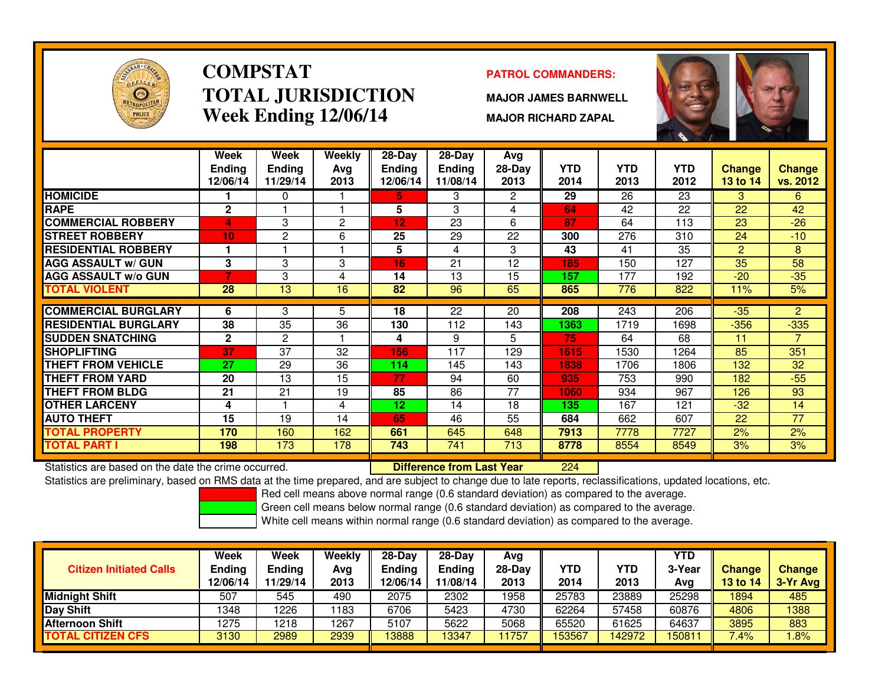# COMPSTAT
# TOTAL JURISDICTION
## Week Ending 12/06/14

**PATROL COMMANDERS:**

**MAJOR JAMES BARNWELL**

**MAJOR RICHARD ZAPAL**

| | Week Ending 12/06/14 | Week Ending 11/29/14 | Weekly Avg 2013 | 28-Day Ending 12/06/14 | 28-Day Ending 11/08/14 | Avg 28-Day 2013 | YTD 2014 | YTD 2013 | YTD 2012 | Change 13 to 14 | Change vs. 2012 |
|---|---|---|---|---|---|---|---|---|---|---|---|
| HOMICIDE | 1 | 0 | 1 | 5 | 3 | 2 | 29 | 26 | 23 | 3 | 6 |
| RAPE | 2 | 1 | 1 | 5 | 3 | 4 | 64 | 42 | 22 | 22 | 42 |
| COMMERCIAL ROBBERY | 4 | 3 | 2 | 12 | 23 | 6 | 87 | 64 | 113 | 23 | -26 |
| STREET ROBBERY | 10 | 2 | 6 | 25 | 29 | 22 | 300 | 276 | 310 | 24 | -10 |
| RESIDENTIAL ROBBERY | 1 | 1 | 1 | 5 | 4 | 3 | 43 | 41 | 35 | 2 | 8 |
| AGG ASSAULT w/ GUN | 3 | 3 | 3 | 16 | 21 | 12 | 185 | 150 | 127 | 35 | 58 |
| AGG ASSAULT w/o GUN | 7 | 3 | 4 | 14 | 13 | 15 | 157 | 177 | 192 | -20 | -35 |
| TOTAL VIOLENT | 28 | 13 | 16 | 82 | 96 | 65 | 865 | 776 | 822 | 11% | 5% |
| COMMERCIAL BURGLARY | 6 | 3 | 5 | 18 | 22 | 20 | 208 | 243 | 206 | -35 | 2 |
| RESIDENTIAL BURGLARY | 38 | 35 | 36 | 130 | 112 | 143 | 1363 | 1719 | 1698 | -356 | -335 |
| SUDDEN SNATCHING | 2 | 2 | 1 | 4 | 9 | 5 | 75 | 64 | 68 | 11 | 7 |
| SHOPLIFTING | 37 | 37 | 32 | 156 | 117 | 129 | 1615 | 1530 | 1264 | 85 | 351 |
| THEFT FROM VEHICLE | 27 | 29 | 36 | 114 | 145 | 143 | 1838 | 1706 | 1806 | 132 | 32 |
| THEFT FROM YARD | 20 | 13 | 15 | 77 | 94 | 60 | 935 | 753 | 990 | 182 | -55 |
| THEFT FROM BLDG | 21 | 21 | 19 | 85 | 86 | 77 | 1060 | 934 | 967 | 126 | 93 |
| OTHER LARCENY | 4 | 1 | 4 | 12 | 14 | 18 | 135 | 167 | 121 | -32 | 14 |
| AUTO THEFT | 15 | 19 | 14 | 65 | 46 | 55 | 684 | 662 | 607 | 22 | 77 |
| TOTAL PROPERTY | 170 | 160 | 162 | 661 | 645 | 648 | 7913 | 7778 | 7727 | 2% | 2% |
| TOTAL PART I | 198 | 173 | 178 | 743 | 741 | 713 | 8778 | 8554 | 8549 | 3% | 3% |

Statistics are based on the date the crime occurred. **Difference from Last Year** 224

Statistics are preliminary, based on RMS data at the time prepared, and are subject to change due to late reports, reclassifications, updated locations, etc.

Red cell means above normal range (0.6 standard deviation) as compared to the average.

Green cell means below normal range (0.6 standard deviation) as compared to the average.

White cell means within normal range (0.6 standard deviation) as compared to the average.

| Citizen Initiated Calls | Week Ending 12/06/14 | Week Ending 11/29/14 | Weekly Avg 2013 | 28-Day Ending 12/06/14 | 28-Day Ending 11/08/14 | Avg 28-Day 2013 | YTD 2014 | YTD 2013 | YTD 3-Year Avg | Change 13 to 14 | Change 3-Yr Avg |
|---|---|---|---|---|---|---|---|---|---|---|---|
| Midnight Shift | 507 | 545 | 490 | 2075 | 2302 | 1958 | 25783 | 23889 | 25298 | 1894 | 485 |
| Day Shift | 1348 | 1226 | 1183 | 6706 | 5423 | 4730 | 62264 | 57458 | 60876 | 4806 | 1388 |
| Afternoon Shift | 1275 | 1218 | 1267 | 5107 | 5622 | 5068 | 65520 | 61625 | 64637 | 3895 | 883 |
| TOTAL CITIZEN CFS | 3130 | 2989 | 2939 | 13888 | 13347 | 11757 | 153567 | 142972 | 150811 | 7.4% | 1.8% |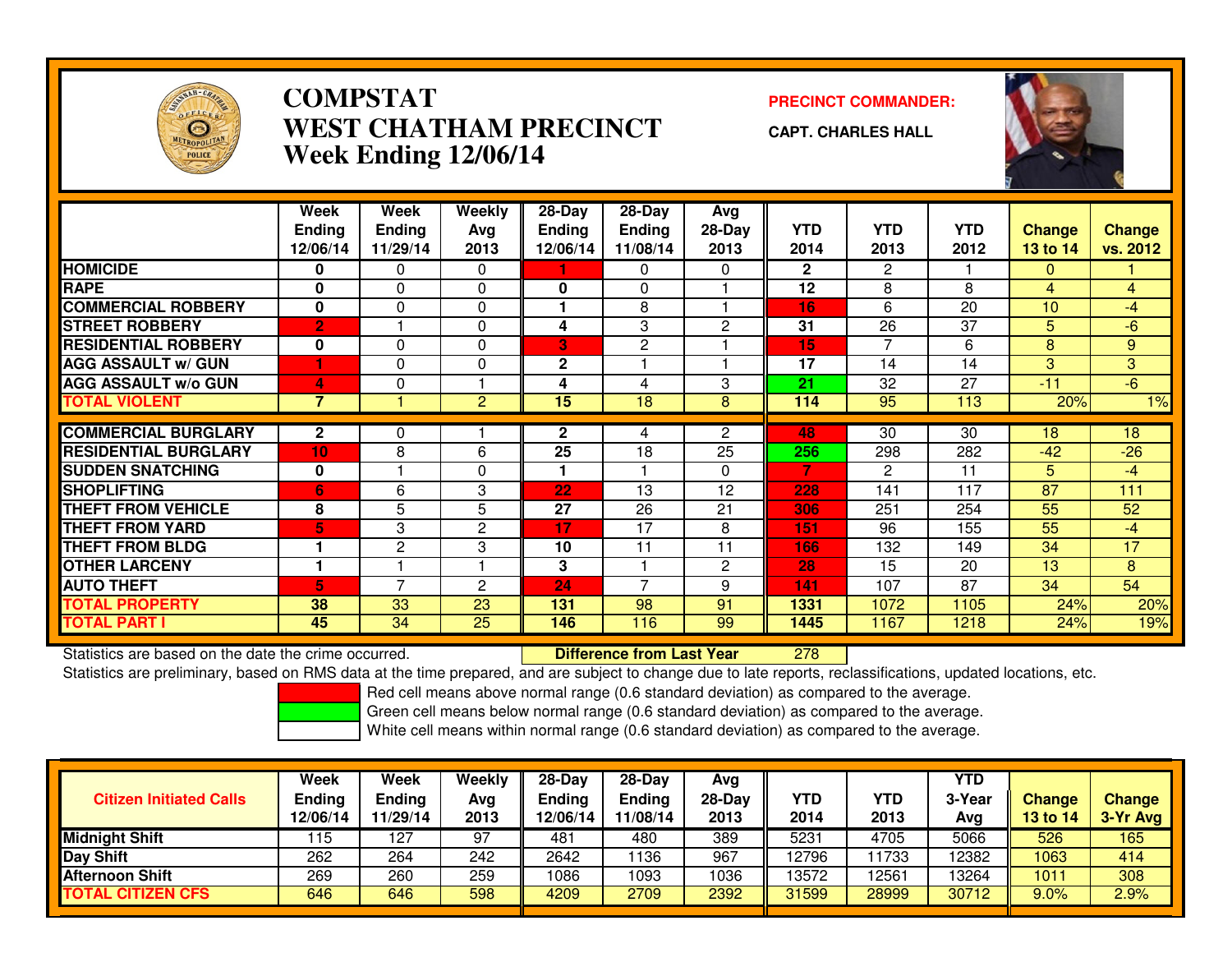# COMPSTAT
# WEST CHATHAM PRECINCT
## Week Ending 12/06/14

**PRECINCT COMMANDER:**

**CAPT. CHARLES HALL**

| | Week Ending 12/06/14 | Week Ending 11/29/14 | Weekly Avg 2013 | 28-Day Ending 12/06/14 | 28-Day Ending 11/08/14 | Avg 28-Day 2013 | YTD 2014 | YTD 2013 | YTD 2012 | Change 13 to 14 | Change vs. 2012 |
|---|---|---|---|---|---|---|---|---|---|---|---|
| HOMICIDE | 0 | 0 | 0 | 1 | 0 | 0 | 2 | 2 | 1 | 0 | 1 |
| RAPE | 0 | 0 | 0 | 0 | 0 | 1 | 12 | 8 | 8 | 4 | 4 |
| COMMERCIAL ROBBERY | 0 | 0 | 0 | 1 | 8 | 1 | 16 | 6 | 20 | 10 | -4 |
| STREET ROBBERY | 2 | 1 | 0 | 4 | 3 | 2 | 31 | 26 | 37 | 5 | -6 |
| RESIDENTIAL ROBBERY | 0 | 0 | 0 | 3 | 2 | 1 | 15 | 7 | 6 | 8 | 9 |
| AGG ASSAULT w/ GUN | 1 | 0 | 0 | 2 | 1 | 1 | 17 | 14 | 14 | 3 | 3 |
| AGG ASSAULT w/o GUN | 4 | 0 | 1 | 4 | 4 | 3 | 21 | 32 | 27 | -11 | -6 |
| TOTAL VIOLENT | 7 | 1 | 2 | 15 | 18 | 8 | 114 | 95 | 113 | 20% | 1% |
| COMMERCIAL BURGLARY | 2 | 0 | 1 | 2 | 4 | 2 | 48 | 30 | 30 | 18 | 18 |
| RESIDENTIAL BURGLARY | 10 | 8 | 6 | 25 | 18 | 25 | 256 | 298 | 282 | -42 | -26 |
| SUDDEN SNATCHING | 0 | 1 | 0 | 1 | 1 | 0 | 7 | 2 | 11 | 5 | -4 |
| SHOPLIFTING | 6 | 6 | 3 | 22 | 13 | 12 | 228 | 141 | 117 | 87 | 111 |
| THEFT FROM VEHICLE | 8 | 5 | 5 | 27 | 26 | 21 | 306 | 251 | 254 | 55 | 52 |
| THEFT FROM YARD | 5 | 3 | 2 | 17 | 17 | 8 | 151 | 96 | 155 | 55 | -4 |
| THEFT FROM BLDG | 1 | 2 | 3 | 10 | 11 | 11 | 166 | 132 | 149 | 34 | 17 |
| OTHER LARCENY | 1 | 1 | 1 | 3 | 1 | 2 | 28 | 15 | 20 | 13 | 8 |
| AUTO THEFT | 5 | 7 | 2 | 24 | 7 | 9 | 141 | 107 | 87 | 34 | 54 |
| TOTAL PROPERTY | 38 | 33 | 23 | 131 | 98 | 91 | 1331 | 1072 | 1105 | 24% | 20% |
| TOTAL PART I | 45 | 34 | 25 | 146 | 116 | 99 | 1445 | 1167 | 1218 | 24% | 19% |

Statistics are based on the date the crime occurred. **Difference from Last Year** 278

Statistics are preliminary, based on RMS data at the time prepared, and are subject to change due to late reports, reclassifications, updated locations, etc.

Red cell means above normal range (0.6 standard deviation) as compared to the average.
Green cell means below normal range (0.6 standard deviation) as compared to the average.
White cell means within normal range (0.6 standard deviation) as compared to the average.

| Citizen Initiated Calls | Week Ending 12/06/14 | Week Ending 11/29/14 | Weekly Avg 2013 | 28-Day Ending 12/06/14 | 28-Day Ending 11/08/14 | Avg 28-Day 2013 | YTD 2014 | YTD 2013 | YTD 3-Year Avg | Change 13 to 14 | Change 3-Yr Avg |
|---|---|---|---|---|---|---|---|---|---|---|---|
| Midnight Shift | 115 | 127 | 97 | 481 | 480 | 389 | 5231 | 4705 | 5066 | 526 | 165 |
| Day Shift | 262 | 264 | 242 | 2642 | 1136 | 967 | 12796 | 11733 | 12382 | 1063 | 414 |
| Afternoon Shift | 269 | 260 | 259 | 1086 | 1093 | 1036 | 13572 | 12561 | 13264 | 1011 | 308 |
| TOTAL CITIZEN CFS | 646 | 646 | 598 | 4209 | 2709 | 2392 | 31599 | 28999 | 30712 | 9.0% | 2.9% |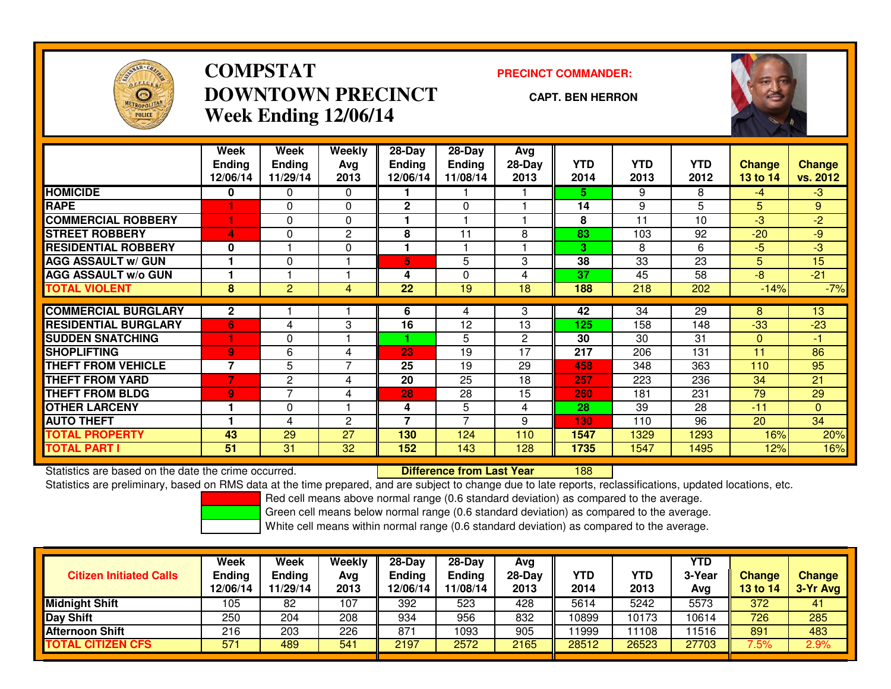# COMPSTAT
## DOWNTOWN PRECINCT
### Week Ending 12/06/14

**PRECINCT COMMANDER:**

**CAPT. BEN HERRON**

| | Week Ending 12/06/14 | Week Ending 11/29/14 | Weekly Avg 2013 | 28-Day Ending 12/06/14 | 28-Day Ending 11/08/14 | Avg 28-Day 2013 | YTD 2014 | YTD 2013 | YTD 2012 | Change 13 to 14 | Change vs. 2012 |
|---|---|---|---|---|---|---|---|---|---|---|---|
| HOMICIDE | 0 | 0 | 0 | 1 | 1 | 1 | 5 | 9 | 8 | -4 | -3 |
| RAPE | 1 | 0 | 0 | 2 | 0 | 1 | 14 | 9 | 5 | 5 | 9 |
| COMMERCIAL ROBBERY | 1 | 0 | 0 | 1 | 1 | 1 | 8 | 11 | 10 | -3 | -2 |
| STREET ROBBERY | 4 | 0 | 2 | 8 | 11 | 8 | 83 | 103 | 92 | -20 | -9 |
| RESIDENTIAL ROBBERY | 0 | 1 | 0 | 1 | 1 | 1 | 3 | 8 | 6 | -5 | -3 |
| AGG ASSAULT w/ GUN | 1 | 0 | 1 | 5 | 5 | 3 | 38 | 33 | 23 | 5 | 15 |
| AGG ASSAULT w/o GUN | 1 | 1 | 1 | 4 | 0 | 4 | 37 | 45 | 58 | -8 | -21 |
| TOTAL VIOLENT | 8 | 2 | 4 | 22 | 19 | 18 | 188 | 218 | 202 | -14% | -7% |
| COMMERCIAL BURGLARY | 2 | 1 | 1 | 6 | 4 | 3 | 42 | 34 | 29 | 8 | 13 |
| RESIDENTIAL BURGLARY | 6 | 4 | 3 | 16 | 12 | 13 | 125 | 158 | 148 | -33 | -23 |
| SUDDEN SNATCHING | 1 | 0 | 1 | 1 | 5 | 2 | 30 | 30 | 31 | 0 | -1 |
| SHOPLIFTING | 9 | 6 | 4 | 23 | 19 | 17 | 217 | 206 | 131 | 11 | 86 |
| THEFT FROM VEHICLE | 7 | 5 | 7 | 25 | 19 | 29 | 458 | 348 | 363 | 110 | 95 |
| THEFT FROM YARD | 7 | 2 | 4 | 20 | 25 | 18 | 257 | 223 | 236 | 34 | 21 |
| THEFT FROM BLDG | 9 | 7 | 4 | 28 | 28 | 15 | 260 | 181 | 231 | 79 | 29 |
| OTHER LARCENY | 1 | 0 | 1 | 4 | 5 | 4 | 28 | 39 | 28 | -11 | 0 |
| AUTO THEFT | 1 | 4 | 2 | 7 | 7 | 9 | 130 | 110 | 96 | 20 | 34 |
| TOTAL PROPERTY | 43 | 29 | 27 | 130 | 124 | 110 | 1547 | 1329 | 1293 | 16% | 20% |
| TOTAL PART I | 51 | 31 | 32 | 152 | 143 | 128 | 1735 | 1547 | 1495 | 12% | 16% |

Statistics are based on the date the crime occurred. **Difference from Last Year** 188

Statistics are preliminary, based on RMS data at the time prepared, and are subject to change due to late reports, reclassifications, updated locations, etc.

Red cell means above normal range (0.6 standard deviation) as compared to the average.
Green cell means below normal range (0.6 standard deviation) as compared to the average.
White cell means within normal range (0.6 standard deviation) as compared to the average.

| Citizen Initiated Calls | Week Ending 12/06/14 | Week Ending 11/29/14 | Weekly Avg 2013 | 28-Day Ending 12/06/14 | 28-Day Ending 11/08/14 | Avg 28-Day 2013 | YTD 2014 | YTD 2013 | YTD 3-Year Avg | Change 13 to 14 | Change 3-Yr Avg |
|---|---|---|---|---|---|---|---|---|---|---|---|
| Midnight Shift | 105 | 82 | 107 | 392 | 523 | 428 | 5614 | 5242 | 5573 | 372 | 41 |
| Day Shift | 250 | 204 | 208 | 934 | 956 | 832 | 10899 | 10173 | 10614 | 726 | 285 |
| Afternoon Shift | 216 | 203 | 226 | 871 | 1093 | 905 | 11999 | 11108 | 11516 | 891 | 483 |
| TOTAL CITIZEN CFS | 571 | 489 | 541 | 2197 | 2572 | 2165 | 28512 | 26523 | 27703 | 7.5% | 2.9% |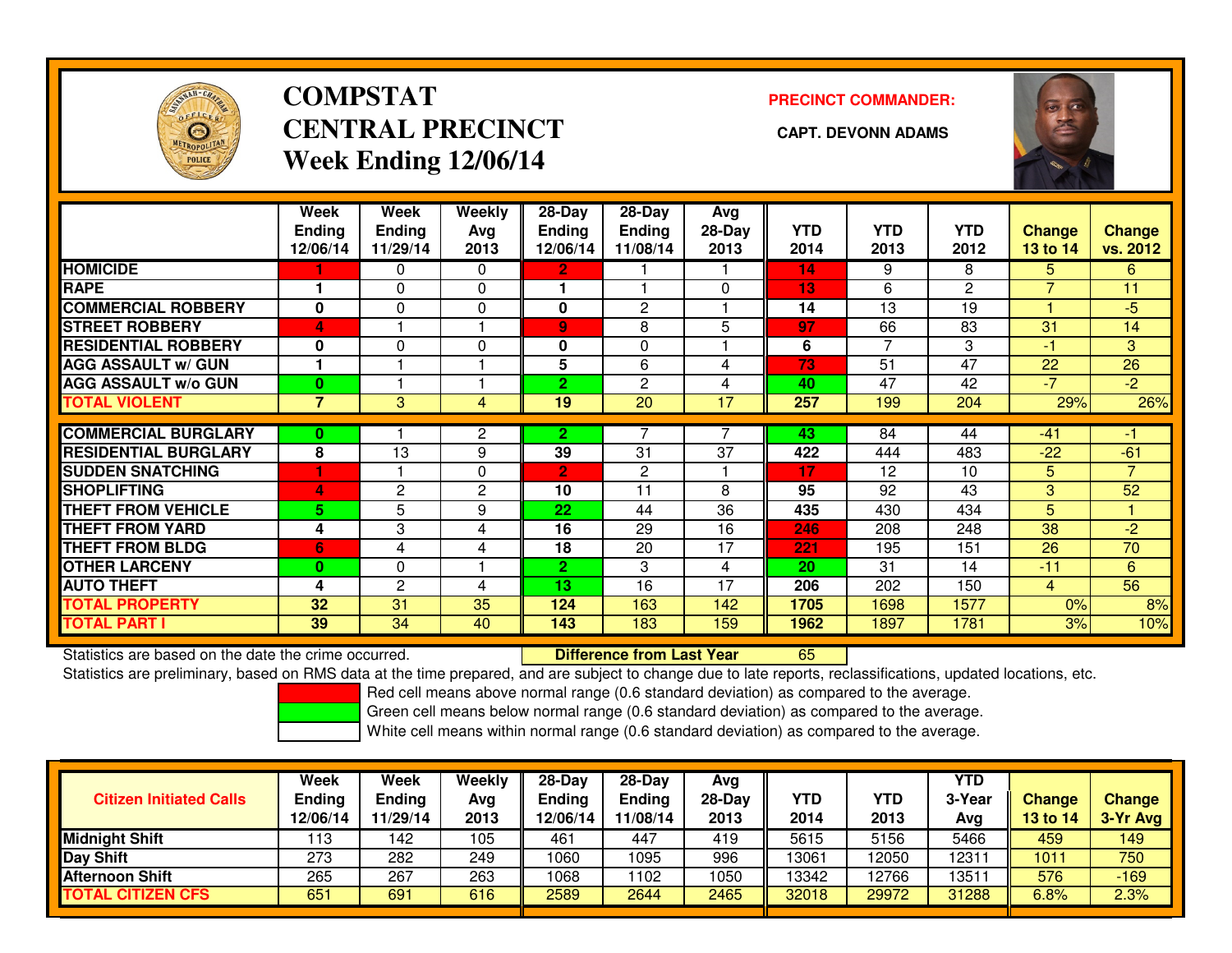# COMPSTAT CENTRAL PRECINCT Week Ending 12/06/14

**PRECINCT COMMANDER:**

**CAPT. DEVONN ADAMS**

| | Week Ending 12/06/14 | Week Ending 11/29/14 | Weekly Avg 2013 | 28-Day Ending 12/06/14 | 28-Day Ending 11/08/14 | Avg 28-Day 2013 | YTD 2014 | YTD 2013 | YTD 2012 | Change 13 to 14 | Change vs. 2012 |
|---|---|---|---|---|---|---|---|---|---|---|---|
| HOMICIDE | 1 | 0 | 0 | 2 | 1 | 1 | 14 | 9 | 8 | 5 | 6 |
| RAPE | 1 | 0 | 0 | 1 | 1 | 0 | 13 | 6 | 2 | 7 | 11 |
| COMMERCIAL ROBBERY | 0 | 0 | 0 | 0 | 2 | 1 | 14 | 13 | 19 | 1 | -5 |
| STREET ROBBERY | 4 | 1 | 1 | 9 | 8 | 5 | 97 | 66 | 83 | 31 | 14 |
| RESIDENTIAL ROBBERY | 0 | 0 | 0 | 0 | 0 | 1 | 6 | 7 | 3 | -1 | 3 |
| AGG ASSAULT w/ GUN | 1 | 1 | 1 | 5 | 6 | 4 | 73 | 51 | 47 | 22 | 26 |
| AGG ASSAULT w/o GUN | 0 | 1 | 1 | 2 | 2 | 4 | 40 | 47 | 42 | -7 | -2 |
| TOTAL VIOLENT | 7 | 3 | 4 | 19 | 20 | 17 | 257 | 199 | 204 | 29% | 26% |
| COMMERCIAL BURGLARY | 0 | 1 | 2 | 2 | 7 | 7 | 43 | 84 | 44 | -41 | -1 |
| RESIDENTIAL BURGLARY | 8 | 13 | 9 | 39 | 31 | 37 | 422 | 444 | 483 | -22 | -61 |
| SUDDEN SNATCHING | 1 | 1 | 0 | 2 | 2 | 1 | 17 | 12 | 10 | 5 | 7 |
| SHOPLIFTING | 4 | 2 | 2 | 10 | 11 | 8 | 95 | 92 | 43 | 3 | 52 |
| THEFT FROM VEHICLE | 5 | 5 | 9 | 22 | 44 | 36 | 435 | 430 | 434 | 5 | 1 |
| THEFT FROM YARD | 4 | 3 | 4 | 16 | 29 | 16 | 246 | 208 | 248 | 38 | -2 |
| THEFT FROM BLDG | 6 | 4 | 4 | 18 | 20 | 17 | 221 | 195 | 151 | 26 | 70 |
| OTHER LARCENY | 0 | 0 | 1 | 2 | 3 | 4 | 20 | 31 | 14 | -11 | 6 |
| AUTO THEFT | 4 | 2 | 4 | 13 | 16 | 17 | 206 | 202 | 150 | 4 | 56 |
| TOTAL PROPERTY | 32 | 31 | 35 | 124 | 163 | 142 | 1705 | 1698 | 1577 | 0% | 8% |
| TOTAL PART I | 39 | 34 | 40 | 143 | 183 | 159 | 1962 | 1897 | 1781 | 3% | 10% |

Statistics are based on the date the crime occurred. **Difference from Last Year** 65

Statistics are preliminary, based on RMS data at the time prepared, and are subject to change due to late reports, reclassifications, updated locations, etc.

Red cell means above normal range (0.6 standard deviation) as compared to the average.

Green cell means below normal range (0.6 standard deviation) as compared to the average.

White cell means within normal range (0.6 standard deviation) as compared to the average.

| Citizen Initiated Calls | Week Ending 12/06/14 | Week Ending 11/29/14 | Weekly Avg 2013 | 28-Day Ending 12/06/14 | 28-Day Ending 11/08/14 | Avg 28-Day 2013 | YTD 2014 | YTD 2013 | YTD 3-Year Avg | Change 13 to 14 | Change 3-Yr Avg |
|---|---|---|---|---|---|---|---|---|---|---|---|
| Midnight Shift | 113 | 142 | 105 | 461 | 447 | 419 | 5615 | 5156 | 5466 | 459 | 149 |
| Day Shift | 273 | 282 | 249 | 1060 | 1095 | 996 | 13061 | 12050 | 12311 | 1011 | 750 |
| Afternoon Shift | 265 | 267 | 263 | 1068 | 1102 | 1050 | 13342 | 12766 | 13511 | 576 | -169 |
| TOTAL CITIZEN CFS | 651 | 691 | 616 | 2589 | 2644 | 2465 | 32018 | 29972 | 31288 | 6.8% | 2.3% |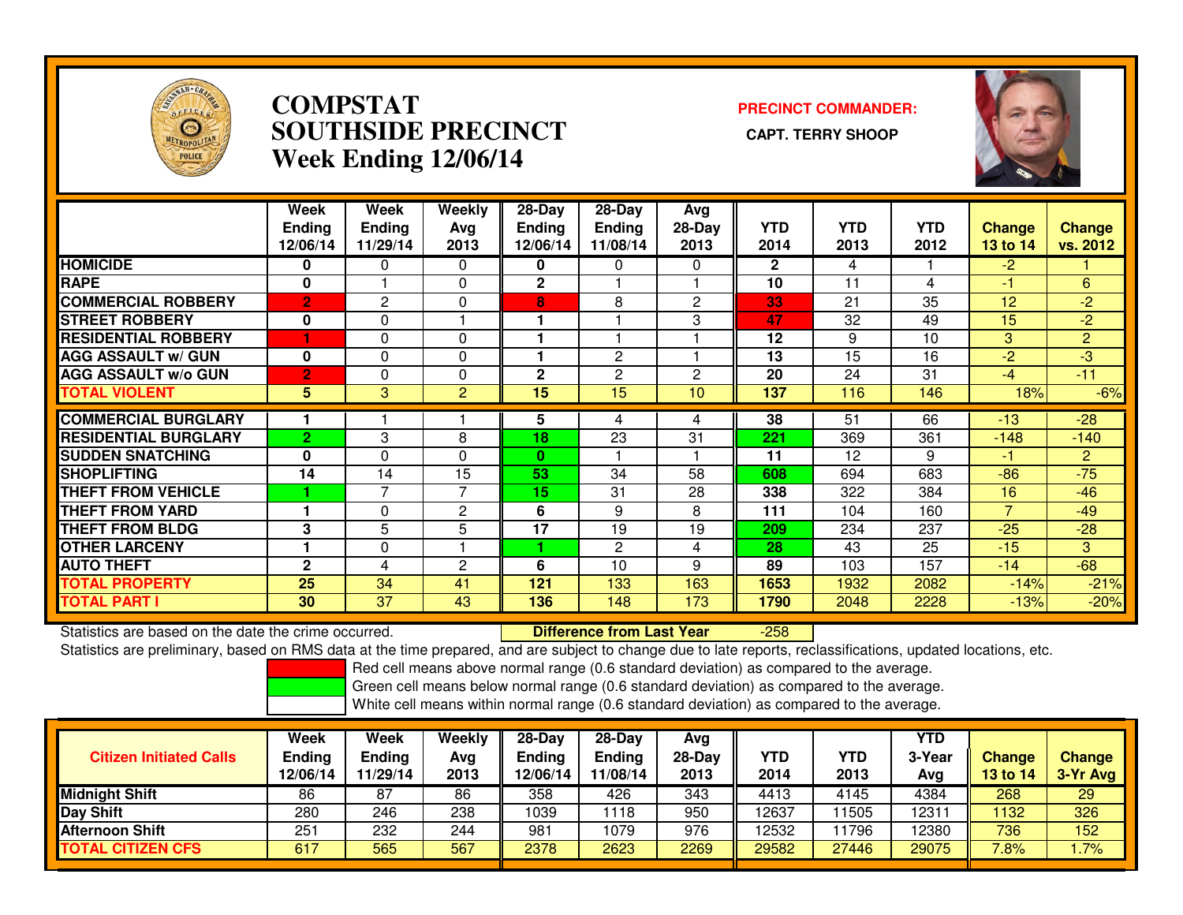# COMPSTAT
# SOUTHSIDE PRECINCT
# Week Ending 12/06/14

**PRECINCT COMMANDER:**

**CAPT. TERRY SHOOP**

| | Week Ending 12/06/14 | Week Ending 11/29/14 | Weekly Avg 2013 | 28-Day Ending 12/06/14 | 28-Day Ending 11/08/14 | Avg 28-Day 2013 | YTD 2014 | YTD 2013 | YTD 2012 | Change 13 to 14 | Change vs. 2012 |
|---|---|---|---|---|---|---|---|---|---|---|---|
| HOMICIDE | 0 | 0 | 0 | 0 | 0 | 0 | 2 | 4 | 1 | -2 | 1 |
| RAPE | 0 | 1 | 0 | 2 | 1 | 1 | 10 | 11 | 4 | -1 | 6 |
| COMMERCIAL ROBBERY | 2 | 2 | 0 | 8 | 8 | 2 | 33 | 21 | 35 | 12 | -2 |
| STREET ROBBERY | 0 | 0 | 1 | 1 | 1 | 3 | 47 | 32 | 49 | 15 | -2 |
| RESIDENTIAL ROBBERY | 1 | 0 | 0 | 1 | 1 | 1 | 12 | 9 | 10 | 3 | 2 |
| AGG ASSAULT w/ GUN | 0 | 0 | 0 | 1 | 2 | 1 | 13 | 15 | 16 | -2 | -3 |
| AGG ASSAULT w/o GUN | 2 | 0 | 0 | 2 | 2 | 2 | 20 | 24 | 31 | -4 | -11 |
| TOTAL VIOLENT | 5 | 3 | 2 | 15 | 15 | 10 | 137 | 116 | 146 | 18% | -6% |
| COMMERCIAL BURGLARY | 1 | 1 | 1 | 5 | 4 | 4 | 38 | 51 | 66 | -13 | -28 |
| RESIDENTIAL BURGLARY | 2 | 3 | 8 | 18 | 23 | 31 | 221 | 369 | 361 | -148 | -140 |
| SUDDEN SNATCHING | 0 | 0 | 0 | 0 | 1 | 1 | 11 | 12 | 9 | -1 | 2 |
| SHOPLIFTING | 14 | 14 | 15 | 53 | 34 | 58 | 608 | 694 | 683 | -86 | -75 |
| THEFT FROM VEHICLE | 1 | 7 | 7 | 15 | 31 | 28 | 338 | 322 | 384 | 16 | -46 |
| THEFT FROM YARD | 1 | 0 | 2 | 6 | 9 | 8 | 111 | 104 | 160 | 7 | -49 |
| THEFT FROM BLDG | 3 | 5 | 5 | 17 | 19 | 19 | 209 | 234 | 237 | -25 | -28 |
| OTHER LARCENY | 1 | 0 | 1 | 1 | 2 | 4 | 28 | 43 | 25 | -15 | 3 |
| AUTO THEFT | 2 | 4 | 2 | 6 | 10 | 9 | 89 | 103 | 157 | -14 | -68 |
| TOTAL PROPERTY | 25 | 34 | 41 | 121 | 133 | 163 | 1653 | 1932 | 2082 | -14% | -21% |
| TOTAL PART I | 30 | 37 | 43 | 136 | 148 | 173 | 1790 | 2048 | 2228 | -13% | -20% |

Statistics are based on the date the crime occurred. **Difference from Last Year** -258

Statistics are preliminary, based on RMS data at the time prepared, and are subject to change due to late reports, reclassifications, updated locations, etc.

Red cell means above normal range (0.6 standard deviation) as compared to the average.
Green cell means below normal range (0.6 standard deviation) as compared to the average.
White cell means within normal range (0.6 standard deviation) as compared to the average.

| Citizen Initiated Calls | Week Ending 12/06/14 | Week Ending 11/29/14 | Weekly Avg 2013 | 28-Day Ending 12/06/14 | 28-Day Ending 11/08/14 | Avg 28-Day 2013 | YTD 2014 | YTD 2013 | YTD 3-Year Avg | Change 13 to 14 | Change 3-Yr Avg |
|---|---|---|---|---|---|---|---|---|---|---|---|
| Midnight Shift | 86 | 87 | 86 | 358 | 426 | 343 | 4413 | 4145 | 4384 | 268 | 29 |
| Day Shift | 280 | 246 | 238 | 1039 | 1118 | 950 | 12637 | 11505 | 12311 | 1132 | 326 |
| Afternoon Shift | 251 | 232 | 244 | 981 | 1079 | 976 | 12532 | 11796 | 12380 | 736 | 152 |
| TOTAL CITIZEN CFS | 617 | 565 | 567 | 2378 | 2623 | 2269 | 29582 | 27446 | 29075 | 7.8% | 1.7% |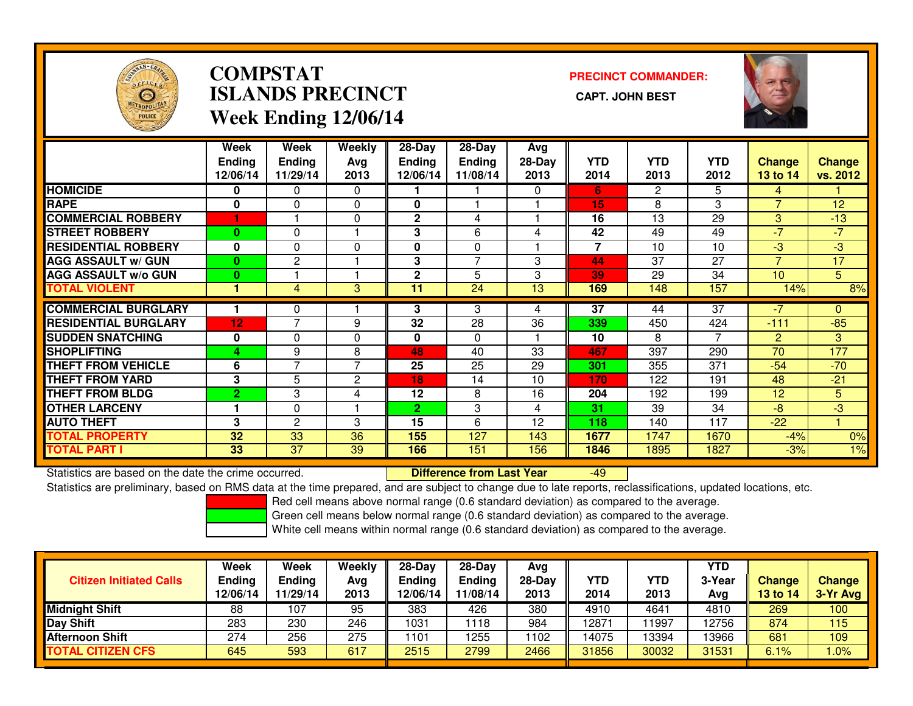# COMPSTAT
# ISLANDS PRECINCT
## Week Ending 12/06/14

**PRECINCT COMMANDER:**

**CAPT. JOHN BEST**

| | Week Ending 12/06/14 | Week Ending 11/29/14 | Weekly Avg 2013 | 28-Day Ending 12/06/14 | 28-Day Ending 11/08/14 | Avg 28-Day 2013 | YTD 2014 | YTD 2013 | YTD 2012 | Change 13 to 14 | Change vs. 2012 |
|---|---|---|---|---|---|---|---|---|---|---|---|
| HOMICIDE | 0 | 0 | 0 | 1 | 1 | 0 | 6 | 2 | 5 | 4 | 1 |
| RAPE | 0 | 0 | 0 | 0 | 1 | 1 | 15 | 8 | 3 | 7 | 12 |
| COMMERCIAL ROBBERY | 1 | 1 | 0 | 2 | 4 | 1 | 16 | 13 | 29 | 3 | -13 |
| STREET ROBBERY | 0 | 0 | 1 | 3 | 6 | 4 | 42 | 49 | 49 | -7 | -7 |
| RESIDENTIAL ROBBERY | 0 | 0 | 0 | 0 | 0 | 1 | 7 | 10 | 10 | -3 | -3 |
| AGG ASSAULT w/ GUN | 0 | 2 | 1 | 3 | 7 | 3 | 44 | 37 | 27 | 7 | 17 |
| AGG ASSAULT w/o GUN | 0 | 1 | 1 | 2 | 5 | 3 | 39 | 29 | 34 | 10 | 5 |
| TOTAL VIOLENT | 1 | 4 | 3 | 11 | 24 | 13 | 169 | 148 | 157 | 14% | 8% |
| COMMERCIAL BURGLARY | 1 | 0 | 1 | 3 | 3 | 4 | 37 | 44 | 37 | -7 | 0 |
| RESIDENTIAL BURGLARY | 12 | 7 | 9 | 32 | 28 | 36 | 339 | 450 | 424 | -111 | -85 |
| SUDDEN SNATCHING | 0 | 0 | 0 | 0 | 0 | 1 | 10 | 8 | 7 | 2 | 3 |
| SHOPLIFTING | 4 | 9 | 8 | 48 | 40 | 33 | 467 | 397 | 290 | 70 | 177 |
| THEFT FROM VEHICLE | 6 | 7 | 7 | 25 | 25 | 29 | 301 | 355 | 371 | -54 | -70 |
| THEFT FROM YARD | 3 | 5 | 2 | 18 | 14 | 10 | 170 | 122 | 191 | 48 | -21 |
| THEFT FROM BLDG | 2 | 3 | 4 | 12 | 8 | 16 | 204 | 192 | 199 | 12 | 5 |
| OTHER LARCENY | 1 | 0 | 1 | 2 | 3 | 4 | 31 | 39 | 34 | -8 | -3 |
| AUTO THEFT | 3 | 2 | 3 | 15 | 6 | 12 | 118 | 140 | 117 | -22 | 1 |
| TOTAL PROPERTY | 32 | 33 | 36 | 155 | 127 | 143 | 1677 | 1747 | 1670 | -4% | 0% |
| TOTAL PART I | 33 | 37 | 39 | 166 | 151 | 156 | 1846 | 1895 | 1827 | -3% | 1% |

Statistics are based on the date the crime occurred. **Difference from Last Year** -49

Statistics are preliminary, based on RMS data at the time prepared, and are subject to change due to late reports, reclassifications, updated locations, etc.

Red cell means above normal range (0.6 standard deviation) as compared to the average.
Green cell means below normal range (0.6 standard deviation) as compared to the average.
White cell means within normal range (0.6 standard deviation) as compared to the average.

| Citizen Initiated Calls | Week Ending 12/06/14 | Week Ending 11/29/14 | Weekly Avg 2013 | 28-Day Ending 12/06/14 | 28-Day Ending 11/08/14 | Avg 28-Day 2013 | YTD 2014 | YTD 2013 | YTD 3-Year Avg | Change 13 to 14 | Change 3-Yr Avg |
|---|---|---|---|---|---|---|---|---|---|---|---|
| Midnight Shift | 88 | 107 | 95 | 383 | 426 | 380 | 4910 | 4641 | 4810 | 269 | 100 |
| Day Shift | 283 | 230 | 246 | 1031 | 1118 | 984 | 12871 | 11997 | 12756 | 874 | 115 |
| Afternoon Shift | 274 | 256 | 275 | 1101 | 1255 | 1102 | 14075 | 13394 | 13966 | 681 | 109 |
| TOTAL CITIZEN CFS | 645 | 593 | 617 | 2515 | 2799 | 2466 | 31856 | 30032 | 31531 | 6.1% | 1.0% |